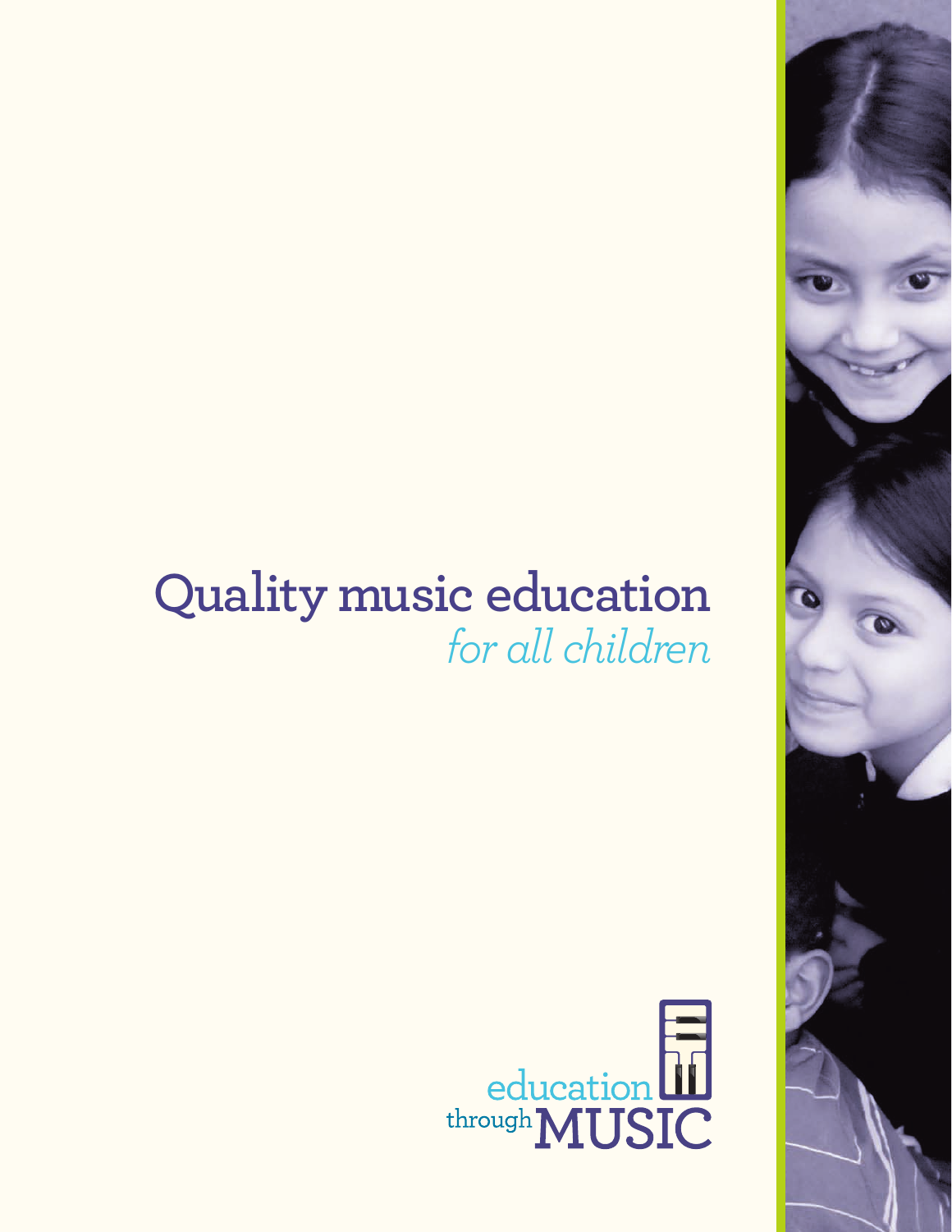# Quality music education
*for all children*

education through MUSIC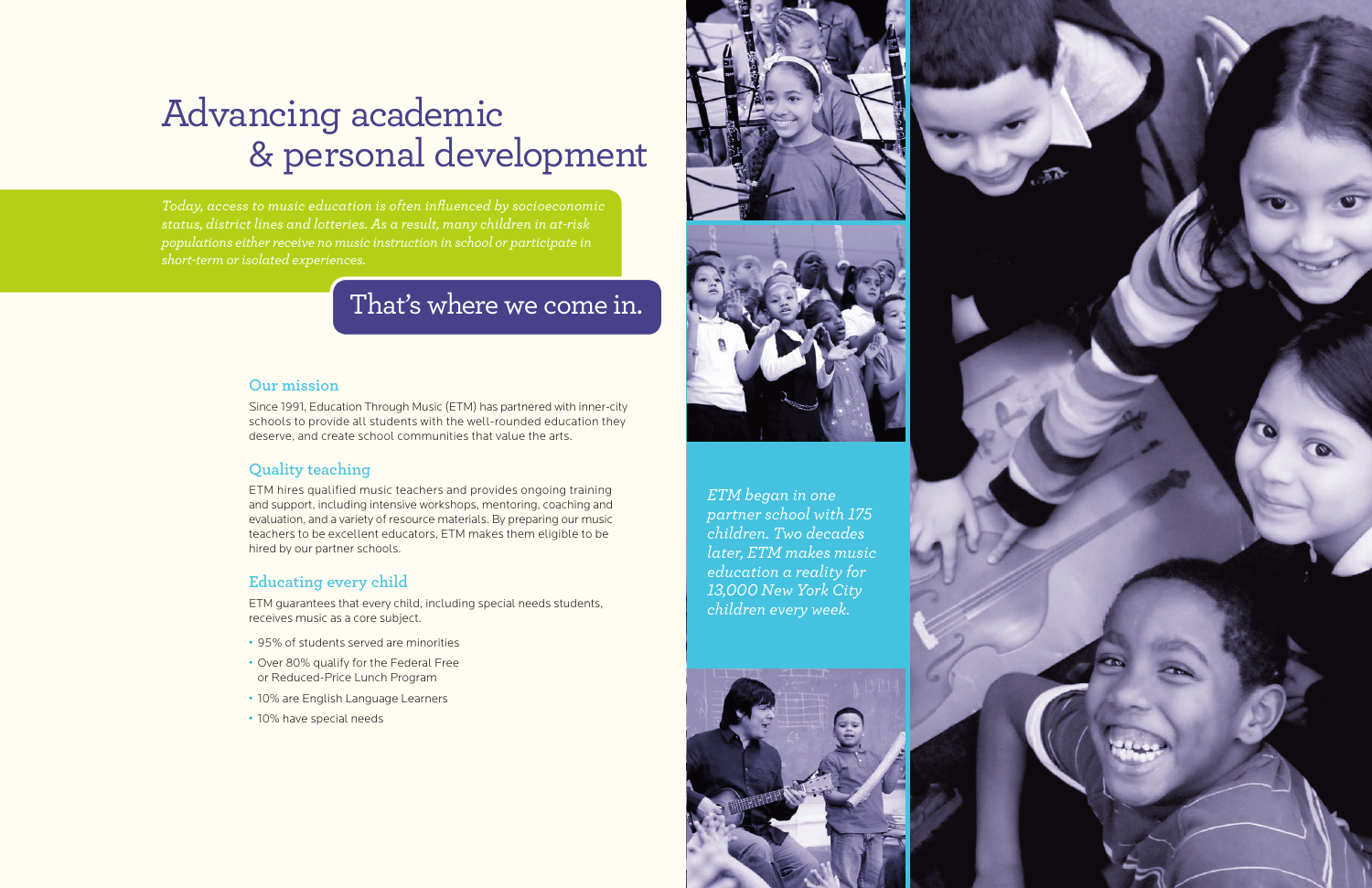# Advancing academic & personal development

*Today, access to music education is often influenced by socioeconomic status, district lines and lotteries. As a result, many children in at-risk populations either receive no music instruction in school or participate in short-term or isolated experiences.*

## That's where we come in.

### Our mission

Since 1991, Education Through Music (ETM) has partnered with inner-city schools to provide all students with the well-rounded education they deserve, and create school communities that value the arts.

### Quality teaching

ETM hires qualified music teachers and provides ongoing training and support, including intensive workshops, mentoring, coaching and evaluation, and a variety of resource materials. By preparing our music teachers to be excellent educators, ETM makes them eligible to be hired by our partner schools.

### Educating every child

ETM guarantees that every child, including special needs students, receives music as a core subject.

- 95% of students served are minorities
- Over 80% qualify for the Federal Free or Reduced-Price Lunch Program
- 10% are English Language Learners
- 10% have special needs

*ETM began in one partner school with 175 children. Two decades later, ETM makes music education a reality for 13,000 New York City children every week.*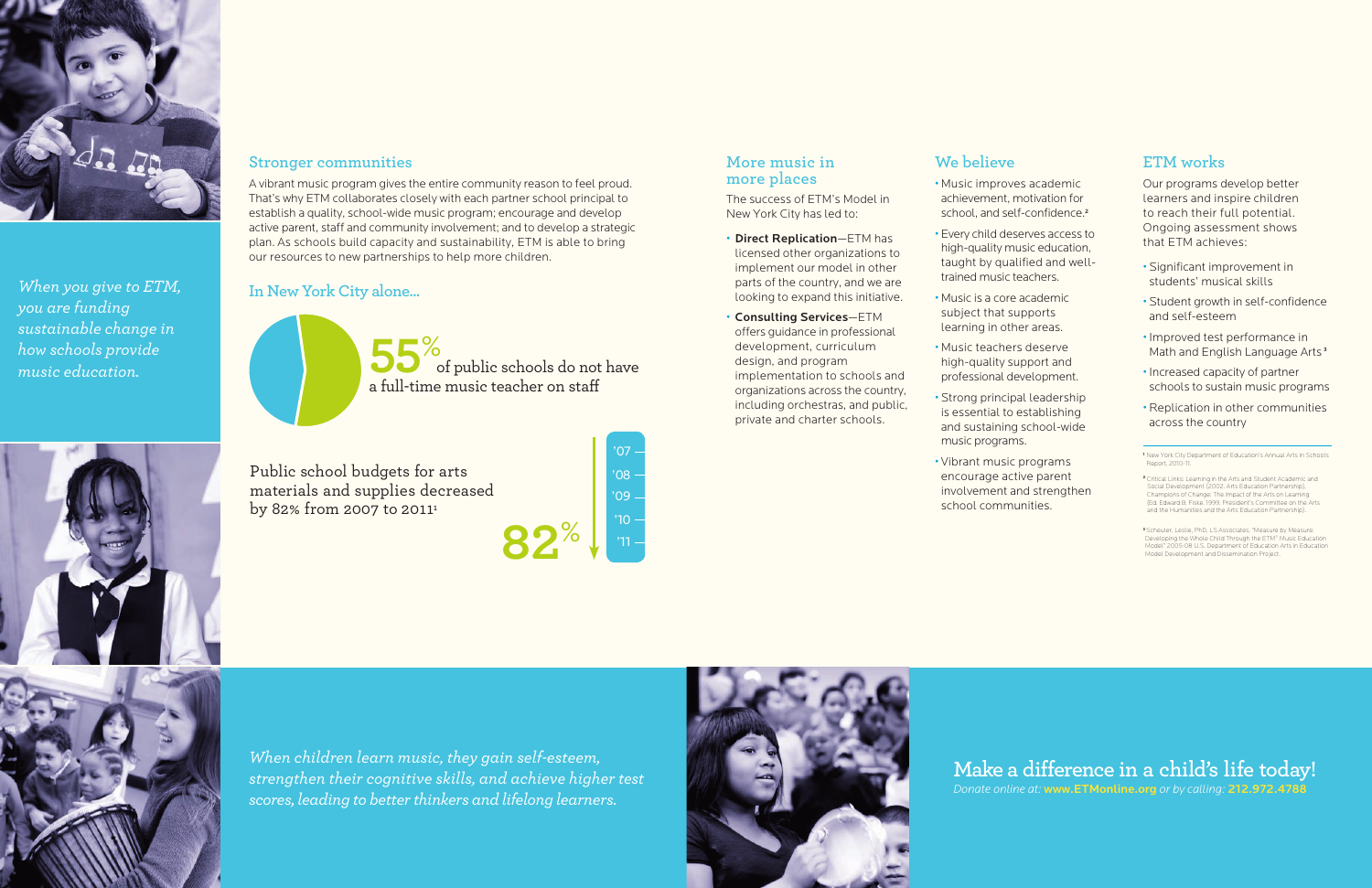*When you give to ETM, you are funding sustainable change in how schools provide music education.*

## Stronger communities

A vibrant music program gives the entire community reason to feel proud. That's why ETM collaborates closely with each partner school principal to establish a quality, school-wide music program; encourage and develop active parent, staff and community involvement; and to develop a strategic plan. As schools build capacity and sustainability, ETM is able to bring our resources to new partnerships to help more children.

## In New York City alone...

**55%** of public schools do not have a full-time music teacher on staff

Public school budgets for arts materials and supplies decreased by 82% from 2007 to 2011[1]

**82%**

'07 '08 '09 '10 '11

## More music in more places

The success of ETM's Model in New York City has led to:

- **Direct Replication**—ETM has licensed other organizations to implement our model in other parts of the country, and we are looking to expand this initiative.
- **Consulting Services**—ETM offers guidance in professional development, curriculum design, and program implementation to schools and organizations across the country, including orchestras, and public, private and charter schools.

## We believe

- Music improves academic achievement, motivation for school, and self-confidence.[2]
- Every child deserves access to high-quality music education, taught by qualified and well-trained music teachers.
- Music is a core academic subject that supports learning in other areas.
- Music teachers deserve high-quality support and professional development.
- Strong principal leadership is essential to establishing and sustaining school-wide music programs.
- Vibrant music programs encourage active parent involvement and strengthen school communities.

## ETM works

Our programs develop better learners and inspire children to reach their full potential. Ongoing assessment shows that ETM achieves:

- Significant improvement in students' musical skills
- Student growth in self-confidence and self-esteem
- Improved test performance in Math and English Language Arts[3]
- Increased capacity of partner schools to sustain music programs
- Replication in other communities across the country

[1] New York City Department of Education's Annual Arts in Schools Report, 2010-11.

[2] Critical Links: Learning in the Arts and Student Academic and Social Development (2002, Arts Education Partnership). Champions of Change: The Impact of the Arts on Learning (Ed. Edward B. Fiske. 1999. President's Committee on the Arts and the Humanities and the Arts Education Partnership).

[3] Scheuler, Leslie, PhD, LS Associates, "Measure by Measure: Developing the Whole Child Through the ETM® Music Education Model" 2005-08 U.S. Department of Education Arts in Education Model Development and Dissemination Project.

*When children learn music, they gain self-esteem, strengthen their cognitive skills, and achieve higher test scores, leading to better thinkers and lifelong learners.*

## Make a difference in a child's life today!

*Donate online at:* **www.ETMonline.org** *or by calling:* **212.972.4788**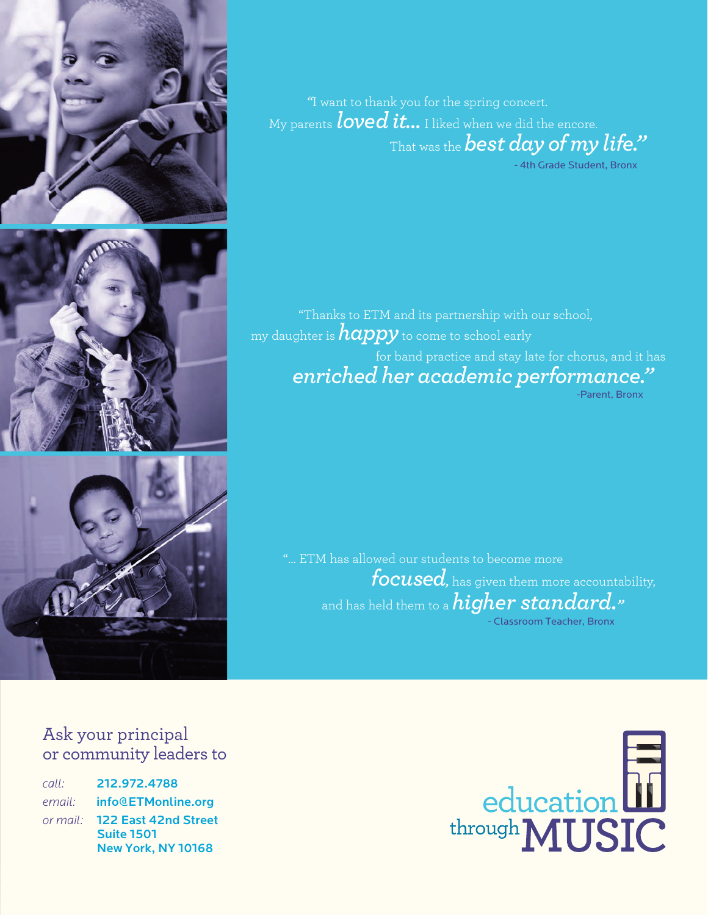"I want to thank you for the spring concert. My parents ***loved it...*** I liked when we did the encore. That was the ***best day of my life."***

\- 4th Grade Student, Bronx

"Thanks to ETM and its partnership with our school, my daughter is ***happy*** to come to school early for band practice and stay late for chorus, and it has ***enriched her academic performance."***

-Parent, Bronx

"... ETM has allowed our students to become more ***focused,*** has given them more accountability, and has held them to a ***higher standard."***

\- Classroom Teacher, Bronx

Ask your principal
or community leaders to

*call:* **212.972.4788**

*email:* **info@ETMonline.org**

*or mail:* **122 East 42nd Street**
**Suite 1501**
**New York, NY 10168**

education through MUSIC